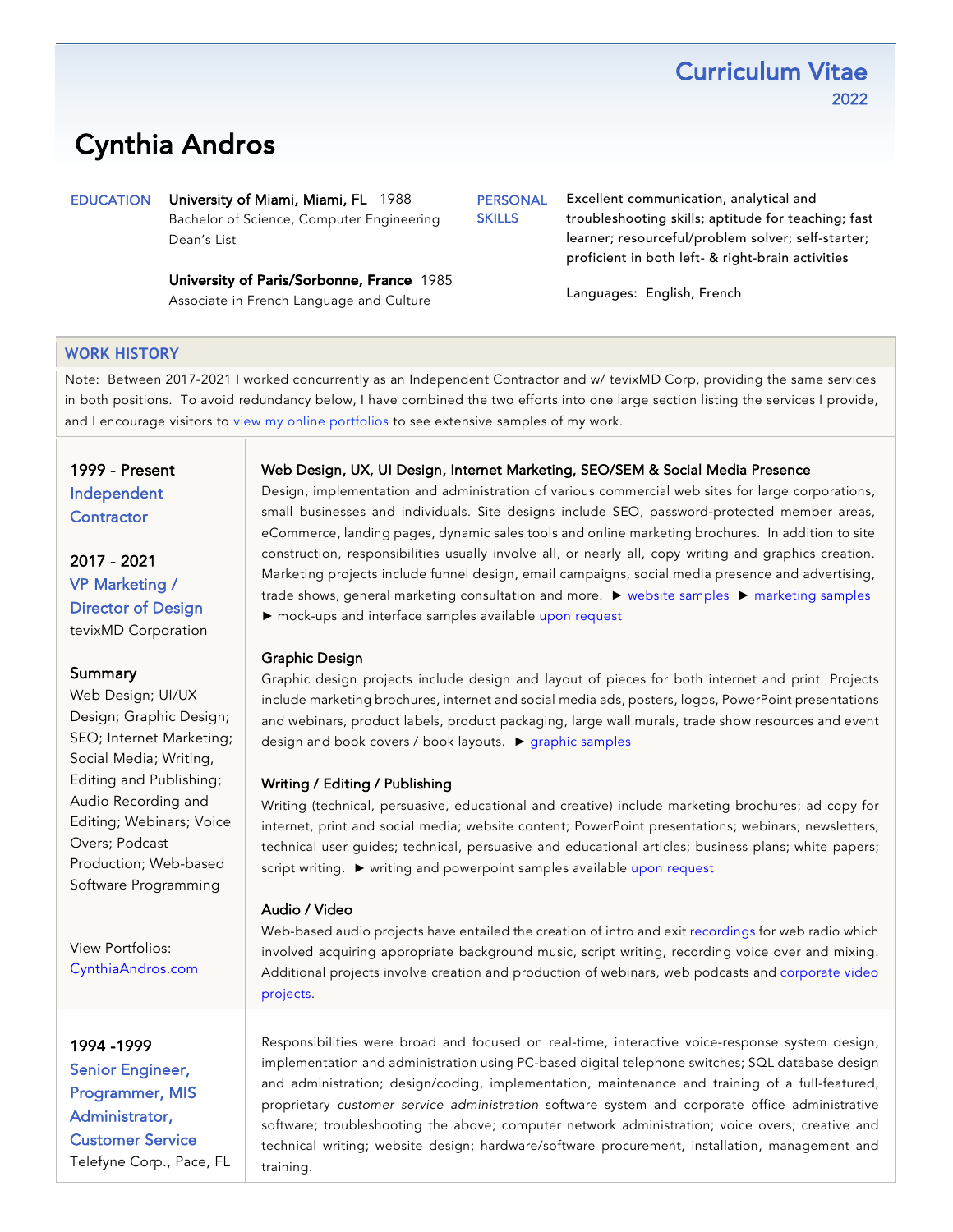# Curriculum Vitae

2022

# Cynthia Andros

**EDUCATION**

**University of Miami, Miami, FL** 1988
Bachelor of Science, Computer Engineering
Dean's List

**University of Paris/Sorbonne, France** 1985
Associate in French Language and Culture

**PERSONAL SKILLS**

Excellent communication, analytical and troubleshooting skills; aptitude for teaching; fast learner; resourceful/problem solver; self-starter; proficient in both left- & right-brain activities

Languages: English, French

## WORK HISTORY

Note: Between 2017-2021 I worked concurrently as an Independent Contractor and w/ tevixMD Corp, providing the same services in both positions. To avoid redundancy below, I have combined the two efforts into one large section listing the services I provide, and I encourage visitors to view my online portfolios to see extensive samples of my work.

### 1999 - Present
**Independent Contractor**

### 2017 - 2021
**VP Marketing / Director of Design**
tevixMD Corporation

### Summary
Web Design; UI/UX Design; Graphic Design; SEO; Internet Marketing; Social Media; Writing, Editing and Publishing; Audio Recording and Editing; Webinars; Voice Overs; Podcast Production; Web-based Software Programming

View Portfolios:
CynthiaAndros.com

#### Web Design, UX, UI Design, Internet Marketing, SEO/SEM & Social Media Presence

Design, implementation and administration of various commercial web sites for large corporations, small businesses and individuals. Site designs include SEO, password-protected member areas, eCommerce, landing pages, dynamic sales tools and online marketing brochures. In addition to site construction, responsibilities usually involve all, or nearly all, copy writing and graphics creation. Marketing projects include funnel design, email campaigns, social media presence and advertising, trade shows, general marketing consultation and more. ► website samples ► marketing samples ► mock-ups and interface samples available upon request

#### Graphic Design

Graphic design projects include design and layout of pieces for both internet and print. Projects include marketing brochures, internet and social media ads, posters, logos, PowerPoint presentations and webinars, product labels, product packaging, large wall murals, trade show resources and event design and book covers / book layouts. ► graphic samples

#### Writing / Editing / Publishing

Writing (technical, persuasive, educational and creative) include marketing brochures; ad copy for internet, print and social media; website content; PowerPoint presentations; webinars; newsletters; technical user guides; technical, persuasive and educational articles; business plans; white papers; script writing. ► writing and powerpoint samples available upon request

#### Audio / Video

Web-based audio projects have entailed the creation of intro and exit recordings for web radio which involved acquiring appropriate background music, script writing, recording voice over and mixing. Additional projects involve creation and production of webinars, web podcasts and corporate video projects.

### 1994 -1999
**Senior Engineer, Programmer, MIS Administrator, Customer Service**
Telefyne Corp., Pace, FL

Responsibilities were broad and focused on real-time, interactive voice-response system design, implementation and administration using PC-based digital telephone switches; SQL database design and administration; design/coding, implementation, maintenance and training of a full-featured, proprietary *customer service administration* software system and corporate office administrative software; troubleshooting the above; computer network administration; voice overs; creative and technical writing; website design; hardware/software procurement, installation, management and training.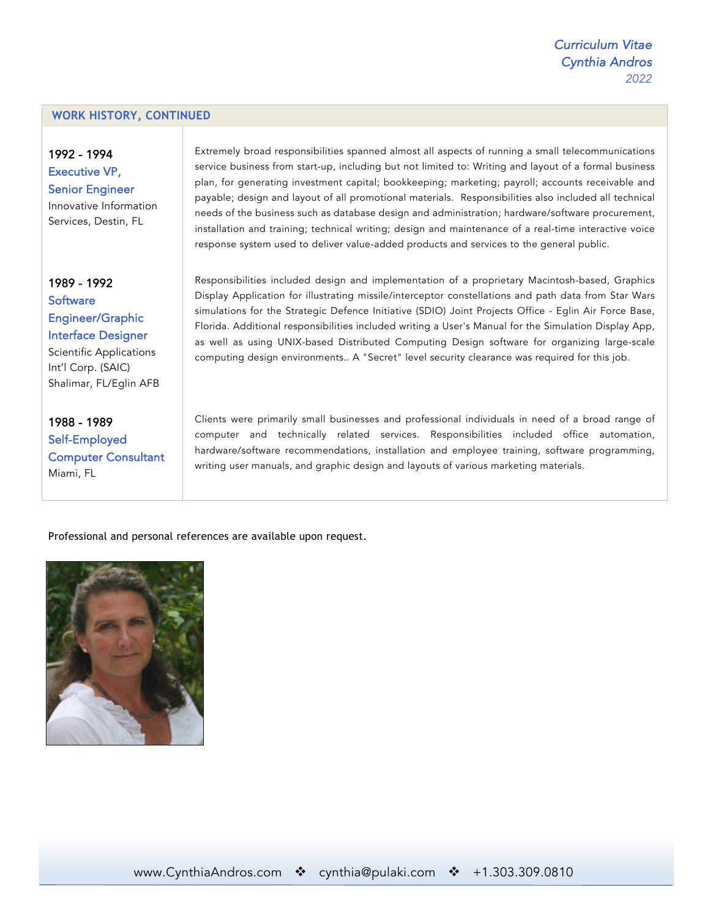## WORK HISTORY, CONTINUED

| | |
|---|---|
| **1992 - 1994**<br>Executive VP, Senior Engineer<br>Innovative Information Services, Destin, FL | Extremely broad responsibilities spanned almost all aspects of running a small telecommunications service business from start-up, including but not limited to: Writing and layout of a formal business plan, for generating investment capital; bookkeeping; marketing; payroll; accounts receivable and payable; design and layout of all promotional materials. Responsibilities also included all technical needs of the business such as database design and administration; hardware/software procurement, installation and training; technical writing; design and maintenance of a real-time interactive voice response system used to deliver value-added products and services to the general public. |
| **1989 - 1992**<br>Software Engineer/Graphic Interface Designer<br>Scientific Applications Int'l Corp. (SAIC)<br>Shalimar, FL/Eglin AFB | Responsibilities included design and implementation of a proprietary Macintosh-based, Graphics Display Application for illustrating missile/interceptor constellations and path data from Star Wars simulations for the Strategic Defence Initiative (SDIO) Joint Projects Office - Eglin Air Force Base, Florida. Additional responsibilities included writing a User's Manual for the Simulation Display App, as well as using UNIX-based Distributed Computing Design software for organizing large-scale computing design environments.. A "Secret" level security clearance was required for this job. |
| **1988 - 1989**<br>Self-Employed Computer Consultant<br>Miami, FL | Clients were primarily small businesses and professional individuals in need of a broad range of computer and technically related services. Responsibilities included office automation, hardware/software recommendations, installation and employee training, software programming, writing user manuals, and graphic design and layouts of various marketing materials. |

Professional and personal references are available upon request.

www.CynthiaAndros.com ❖ cynthia@pulaki.com ❖ +1.303.309.0810